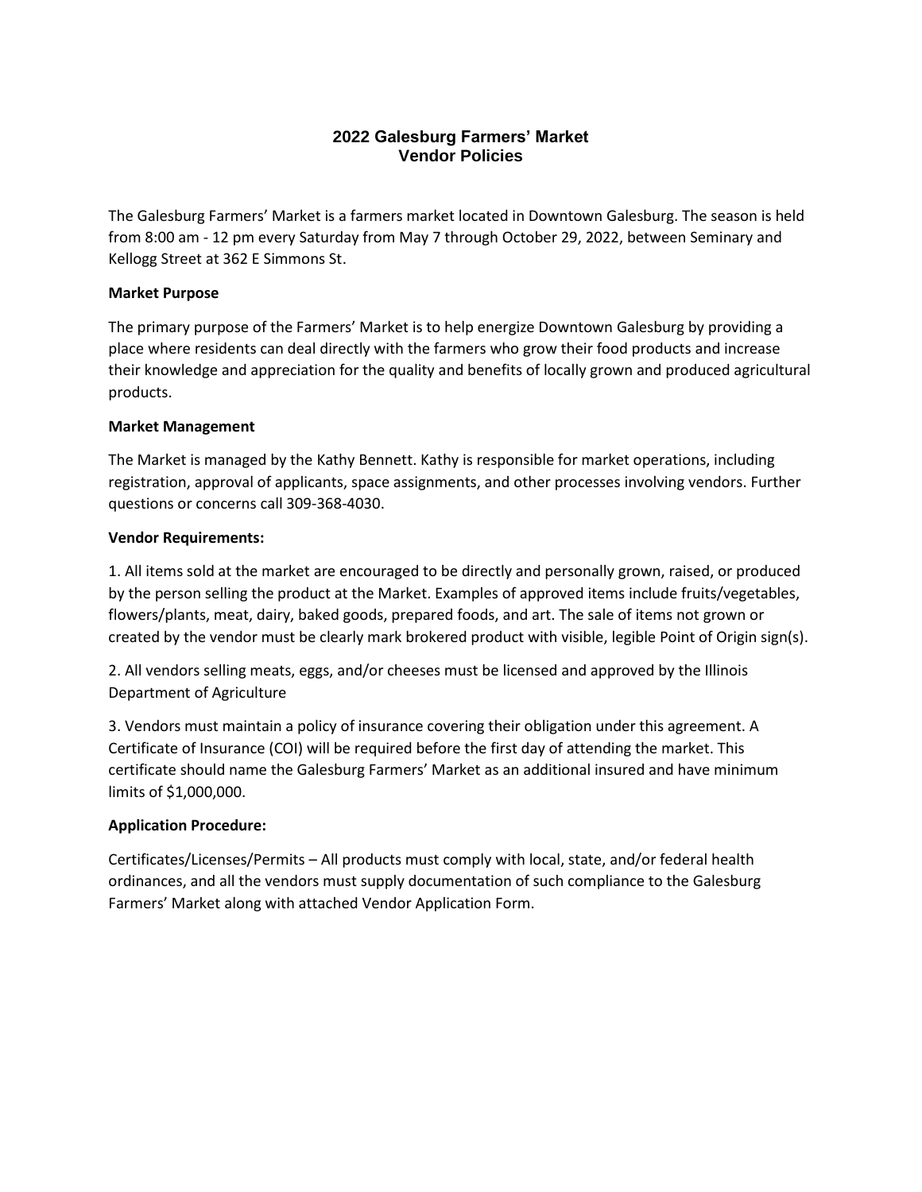# 2022 Galesburg Farmers' Market
## Vendor Policies

The Galesburg Farmers' Market is a farmers market located in Downtown Galesburg. The season is held from 8:00 am - 12 pm every Saturday from May 7 through October 29, 2022, between Seminary and Kellogg Street at 362 E Simmons St.

**Market Purpose**

The primary purpose of the Farmers' Market is to help energize Downtown Galesburg by providing a place where residents can deal directly with the farmers who grow their food products and increase their knowledge and appreciation for the quality and benefits of locally grown and produced agricultural products.

**Market Management**

The Market is managed by the Kathy Bennett. Kathy is responsible for market operations, including registration, approval of applicants, space assignments, and other processes involving vendors. Further questions or concerns call 309-368-4030.

**Vendor Requirements:**

1. All items sold at the market are encouraged to be directly and personally grown, raised, or produced by the person selling the product at the Market. Examples of approved items include fruits/vegetables, flowers/plants, meat, dairy, baked goods, prepared foods, and art. The sale of items not grown or created by the vendor must be clearly mark brokered product with visible, legible Point of Origin sign(s).

2. All vendors selling meats, eggs, and/or cheeses must be licensed and approved by the Illinois Department of Agriculture

3. Vendors must maintain a policy of insurance covering their obligation under this agreement. A Certificate of Insurance (COI) will be required before the first day of attending the market. This certificate should name the Galesburg Farmers' Market as an additional insured and have minimum limits of $1,000,000.

**Application Procedure:**

Certificates/Licenses/Permits – All products must comply with local, state, and/or federal health ordinances, and all the vendors must supply documentation of such compliance to the Galesburg Farmers' Market along with attached Vendor Application Form.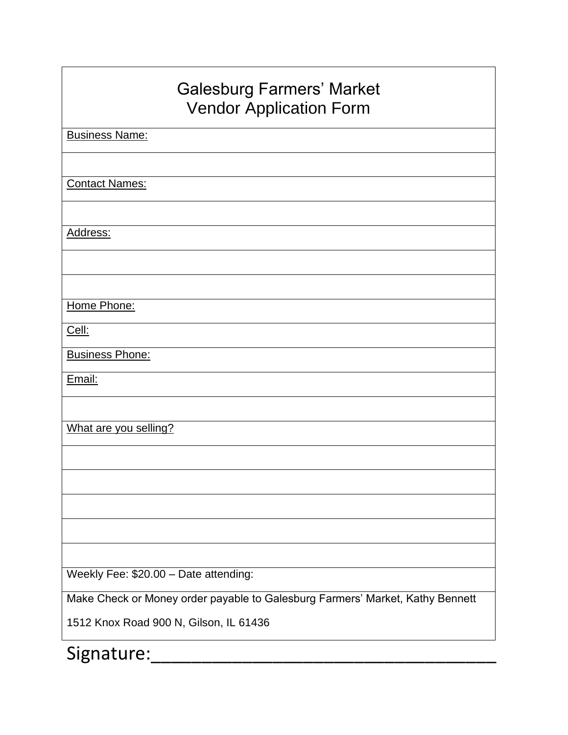# Galesburg Farmers' Market
## Vendor Application Form

Business Name:

Contact Names:

Address:

Home Phone:

Cell:

Business Phone:

Email:

What are you selling?

Weekly Fee: $20.00 – Date attending:

Make Check or Money order payable to Galesburg Farmers' Market, Kathy Bennett

1512 Knox Road 900 N, Gilson, IL 61436

Signature:___________________________________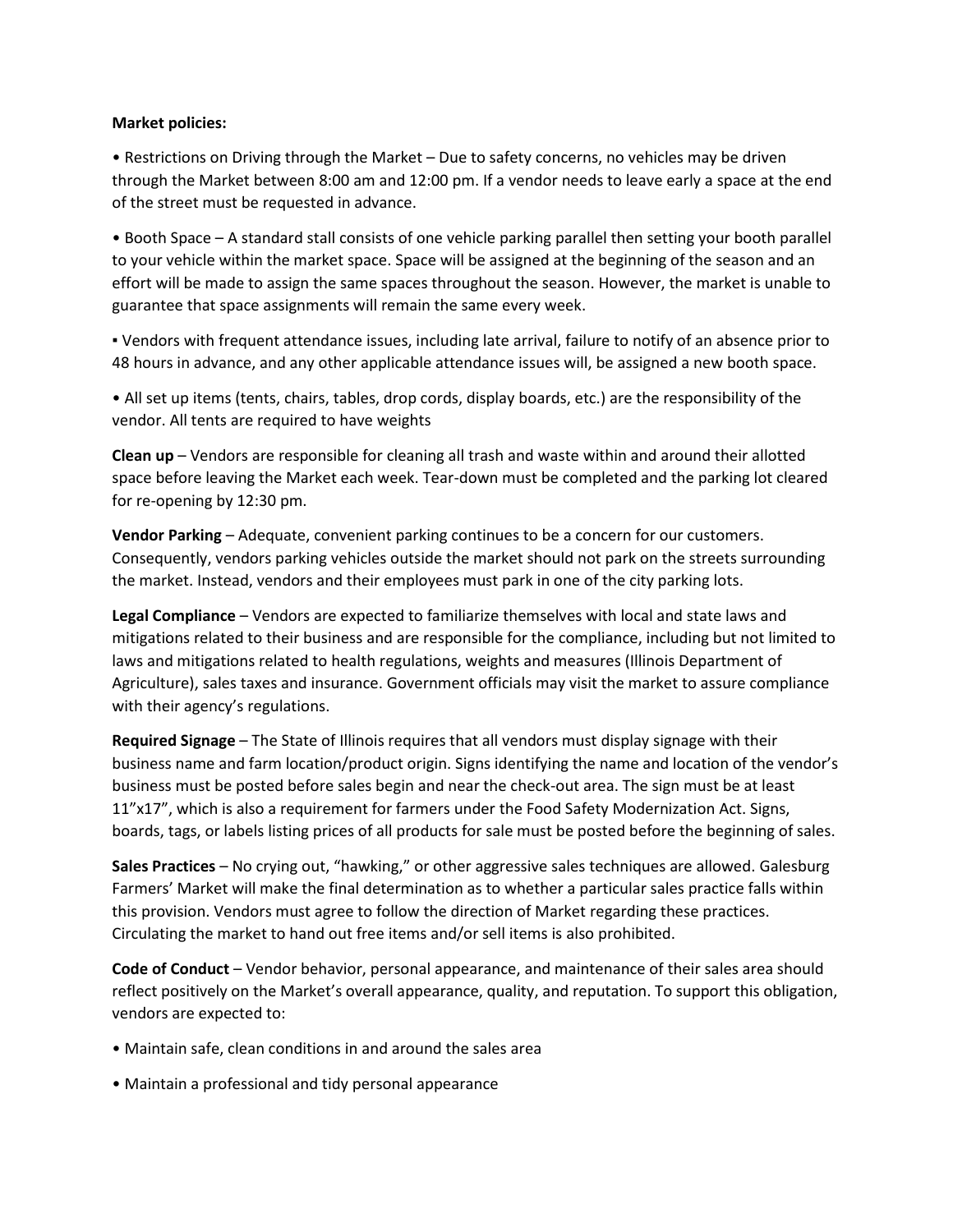**Market policies:**

• Restrictions on Driving through the Market – Due to safety concerns, no vehicles may be driven through the Market between 8:00 am and 12:00 pm. If a vendor needs to leave early a space at the end of the street must be requested in advance.

• Booth Space – A standard stall consists of one vehicle parking parallel then setting your booth parallel to your vehicle within the market space. Space will be assigned at the beginning of the season and an effort will be made to assign the same spaces throughout the season. However, the market is unable to guarantee that space assignments will remain the same every week.

▪ Vendors with frequent attendance issues, including late arrival, failure to notify of an absence prior to 48 hours in advance, and any other applicable attendance issues will, be assigned a new booth space.

• All set up items (tents, chairs, tables, drop cords, display boards, etc.) are the responsibility of the vendor. All tents are required to have weights

**Clean up** – Vendors are responsible for cleaning all trash and waste within and around their allotted space before leaving the Market each week. Tear-down must be completed and the parking lot cleared for re-opening by 12:30 pm.

**Vendor Parking** – Adequate, convenient parking continues to be a concern for our customers. Consequently, vendors parking vehicles outside the market should not park on the streets surrounding the market. Instead, vendors and their employees must park in one of the city parking lots.

**Legal Compliance** – Vendors are expected to familiarize themselves with local and state laws and mitigations related to their business and are responsible for the compliance, including but not limited to laws and mitigations related to health regulations, weights and measures (Illinois Department of Agriculture), sales taxes and insurance. Government officials may visit the market to assure compliance with their agency's regulations.

**Required Signage** – The State of Illinois requires that all vendors must display signage with their business name and farm location/product origin. Signs identifying the name and location of the vendor's business must be posted before sales begin and near the check-out area. The sign must be at least 11"x17", which is also a requirement for farmers under the Food Safety Modernization Act. Signs, boards, tags, or labels listing prices of all products for sale must be posted before the beginning of sales.

**Sales Practices** – No crying out, "hawking," or other aggressive sales techniques are allowed. Galesburg Farmers' Market will make the final determination as to whether a particular sales practice falls within this provision. Vendors must agree to follow the direction of Market regarding these practices. Circulating the market to hand out free items and/or sell items is also prohibited.

**Code of Conduct** – Vendor behavior, personal appearance, and maintenance of their sales area should reflect positively on the Market's overall appearance, quality, and reputation. To support this obligation, vendors are expected to:

• Maintain safe, clean conditions in and around the sales area

• Maintain a professional and tidy personal appearance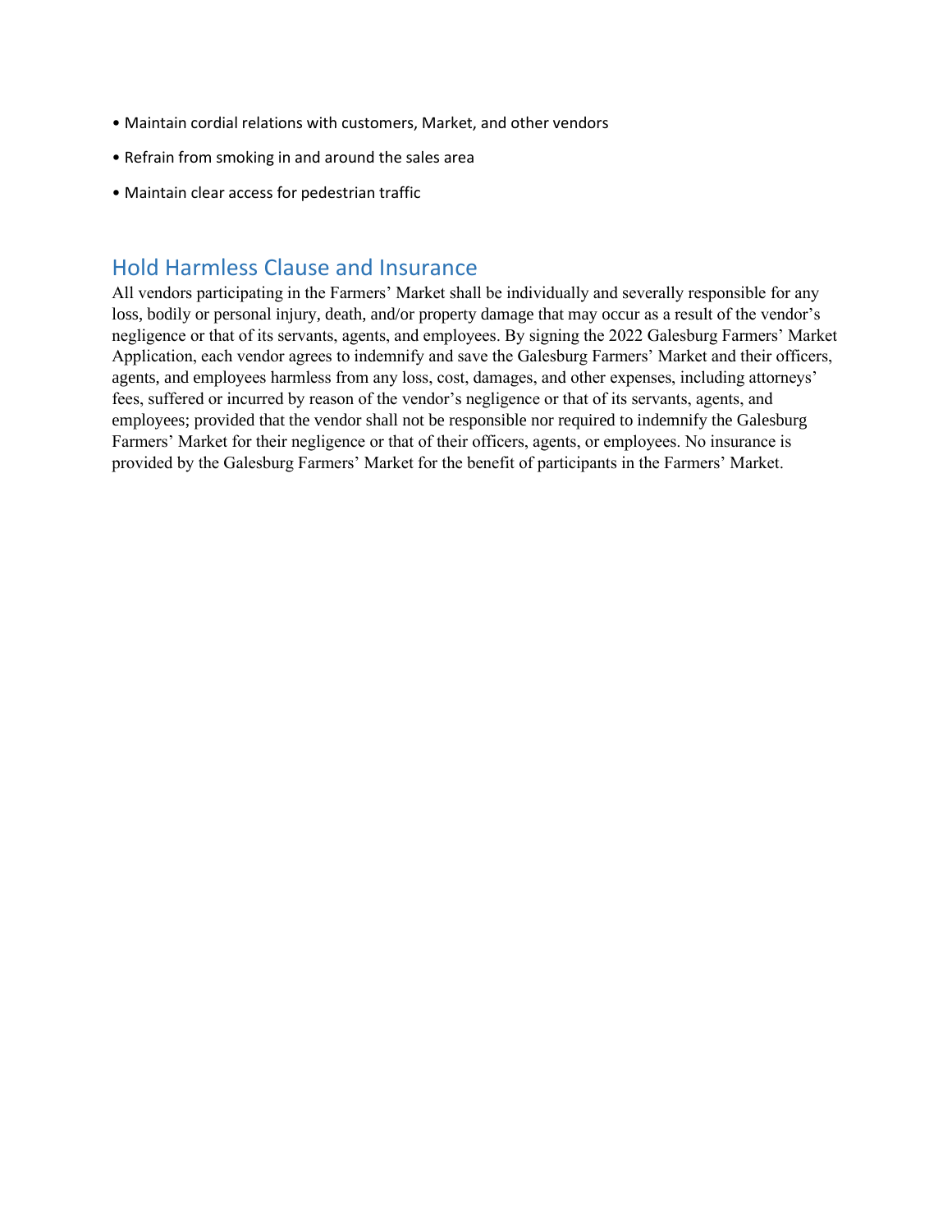- Maintain cordial relations with customers, Market, and other vendors
- Refrain from smoking in and around the sales area
- Maintain clear access for pedestrian traffic

## Hold Harmless Clause and Insurance

All vendors participating in the Farmers' Market shall be individually and severally responsible for any loss, bodily or personal injury, death, and/or property damage that may occur as a result of the vendor's negligence or that of its servants, agents, and employees. By signing the 2022 Galesburg Farmers' Market Application, each vendor agrees to indemnify and save the Galesburg Farmers' Market and their officers, agents, and employees harmless from any loss, cost, damages, and other expenses, including attorneys' fees, suffered or incurred by reason of the vendor's negligence or that of its servants, agents, and employees; provided that the vendor shall not be responsible nor required to indemnify the Galesburg Farmers' Market for their negligence or that of their officers, agents, or employees. No insurance is provided by the Galesburg Farmers' Market for the benefit of participants in the Farmers' Market.